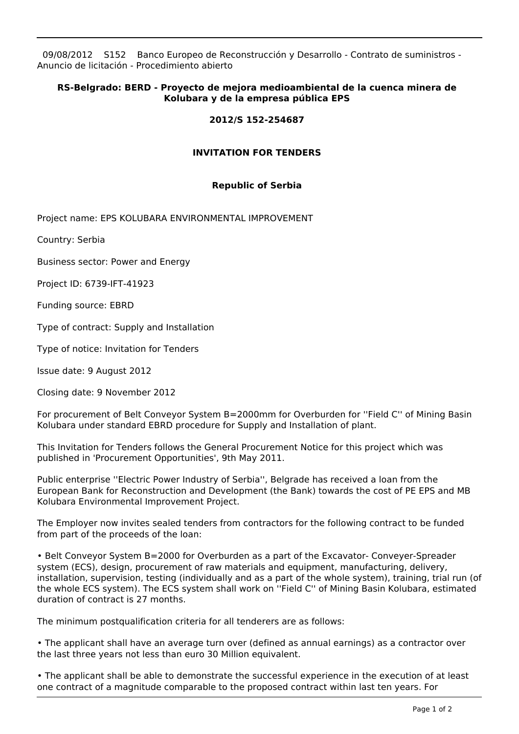09/08/2012 S152 Banco Europeo de Reconstrucción y Desarrollo - Contrato de suministros - Anuncio de licitación - Procedimiento abierto

**RS-Belgrado: BERD - Proyecto de mejora medioambiental de la cuenca minera de Kolubara y de la empresa pública EPS**

**2012/S 152-254687**

## INVITATION FOR TENDERS

### Republic of Serbia

Project name: EPS KOLUBARA ENVIRONMENTAL IMPROVEMENT

Country: Serbia

Business sector: Power and Energy

Project ID: 6739-IFT-41923

Funding source: EBRD

Type of contract: Supply and Installation

Type of notice: Invitation for Tenders

Issue date: 9 August 2012

Closing date: 9 November 2012

For procurement of Belt Conveyor System B=2000mm for Overburden for ''Field C'' of Mining Basin Kolubara under standard EBRD procedure for Supply and Installation of plant.

This Invitation for Tenders follows the General Procurement Notice for this project which was published in 'Procurement Opportunities', 9th May 2011.

Public enterprise ''Electric Power Industry of Serbia'', Belgrade has received a loan from the European Bank for Reconstruction and Development (the Bank) towards the cost of PE EPS and MB Kolubara Environmental Improvement Project.

The Employer now invites sealed tenders from contractors for the following contract to be funded from part of the proceeds of the loan:

• Belt Conveyor System B=2000 for Overburden as a part of the Excavator- Conveyer-Spreader system (ECS), design, procurement of raw materials and equipment, manufacturing, delivery, installation, supervision, testing (individually and as a part of the whole system), training, trial run (of the whole ECS system). The ECS system shall work on ''Field C'' of Mining Basin Kolubara, estimated duration of contract is 27 months.

The minimum postqualification criteria for all tenderers are as follows:

• The applicant shall have an average turn over (defined as annual earnings) as a contractor over the last three years not less than euro 30 Million equivalent.

• The applicant shall be able to demonstrate the successful experience in the execution of at least one contract of a magnitude comparable to the proposed contract within last ten years. For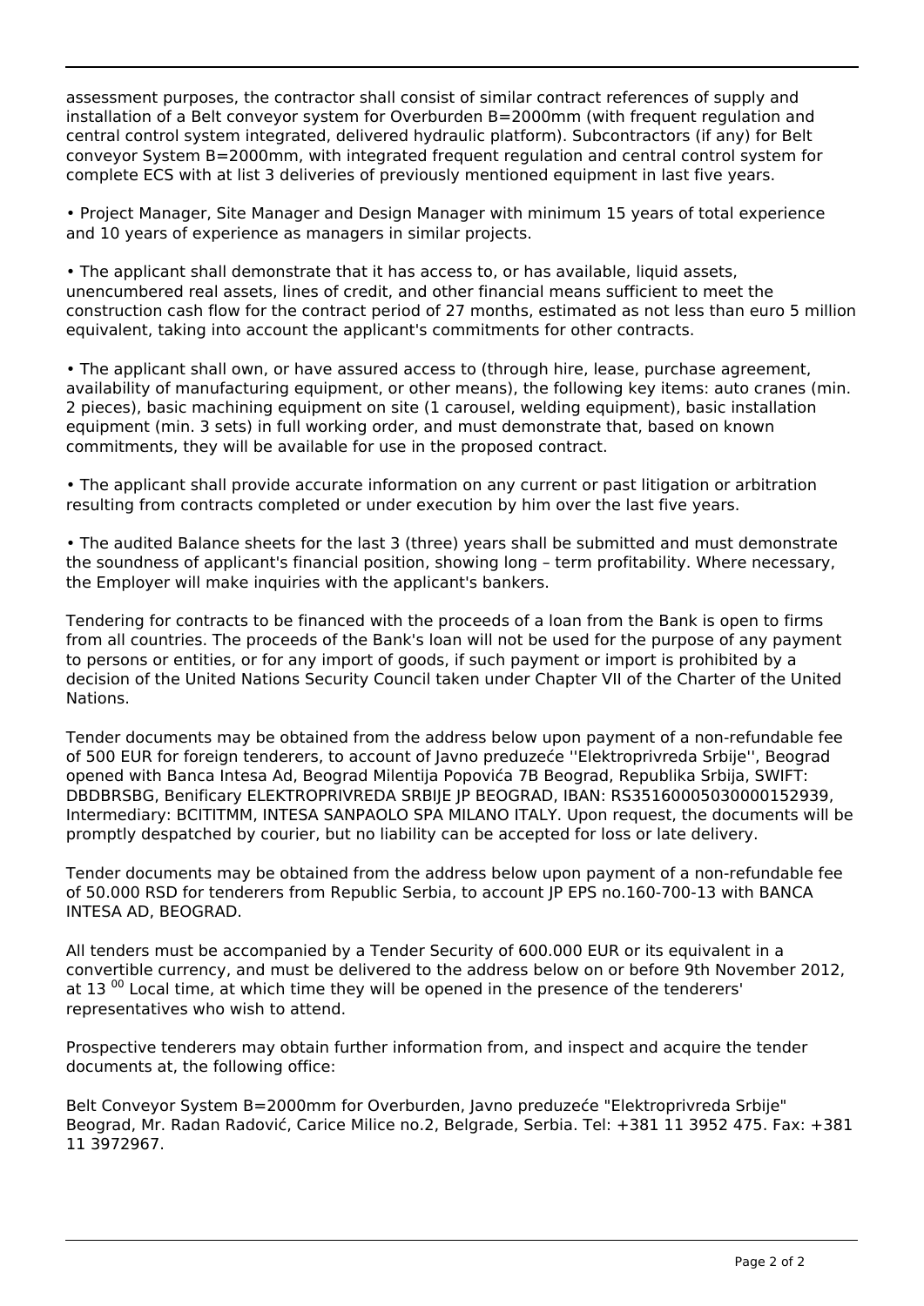assessment purposes, the contractor shall consist of similar contract references of supply and installation of a Belt conveyor system for Overburden B=2000mm (with frequent regulation and central control system integrated, delivered hydraulic platform). Subcontractors (if any) for Belt conveyor System B=2000mm, with integrated frequent regulation and central control system for complete ECS with at list 3 deliveries of previously mentioned equipment in last five years.

• Project Manager, Site Manager and Design Manager with minimum 15 years of total experience and 10 years of experience as managers in similar projects.

• The applicant shall demonstrate that it has access to, or has available, liquid assets, unencumbered real assets, lines of credit, and other financial means sufficient to meet the construction cash flow for the contract period of 27 months, estimated as not less than euro 5 million equivalent, taking into account the applicant's commitments for other contracts.

• The applicant shall own, or have assured access to (through hire, lease, purchase agreement, availability of manufacturing equipment, or other means), the following key items: auto cranes (min. 2 pieces), basic machining equipment on site (1 carousel, welding equipment), basic installation equipment (min. 3 sets) in full working order, and must demonstrate that, based on known commitments, they will be available for use in the proposed contract.

• The applicant shall provide accurate information on any current or past litigation or arbitration resulting from contracts completed or under execution by him over the last five years.

• The audited Balance sheets for the last 3 (three) years shall be submitted and must demonstrate the soundness of applicant's financial position, showing long – term profitability. Where necessary, the Employer will make inquiries with the applicant's bankers.

Tendering for contracts to be financed with the proceeds of a loan from the Bank is open to firms from all countries. The proceeds of the Bank's loan will not be used for the purpose of any payment to persons or entities, or for any import of goods, if such payment or import is prohibited by a decision of the United Nations Security Council taken under Chapter VII of the Charter of the United Nations.

Tender documents may be obtained from the address below upon payment of a non-refundable fee of 500 EUR for foreign tenderers, to account of Javno preduzeće ''Elektroprivreda Srbije'', Beograd opened with Banca Intesa Ad, Beograd Milentija Popovića 7B Beograd, Republika Srbija, SWIFT: DBDBRSBG, Benificary ELEKTROPRIVREDA SRBIJE JP BEOGRAD, IBAN: RS35160005030000152939, Intermediary: BCITITMM, INTESA SANPAOLO SPA MILANO ITALY. Upon request, the documents will be promptly despatched by courier, but no liability can be accepted for loss or late delivery.

Tender documents may be obtained from the address below upon payment of a non-refundable fee of 50.000 RSD for tenderers from Republic Serbia, to account JP EPS no.160-700-13 with BANCA INTESA AD, BEOGRAD.

All tenders must be accompanied by a Tender Security of 600.000 EUR or its equivalent in a convertible currency, and must be delivered to the address below on or before 9th November 2012, at 13 $^{00}$ Local time, at which time they will be opened in the presence of the tenderers' representatives who wish to attend.

Prospective tenderers may obtain further information from, and inspect and acquire the tender documents at, the following office:

Belt Conveyor System B=2000mm for Overburden, Javno preduzeće "Elektroprivreda Srbije" Beograd, Mr. Radan Radović, Carice Milice no.2, Belgrade, Serbia. Tel: +381 11 3952 475. Fax: +381 11 3972967.